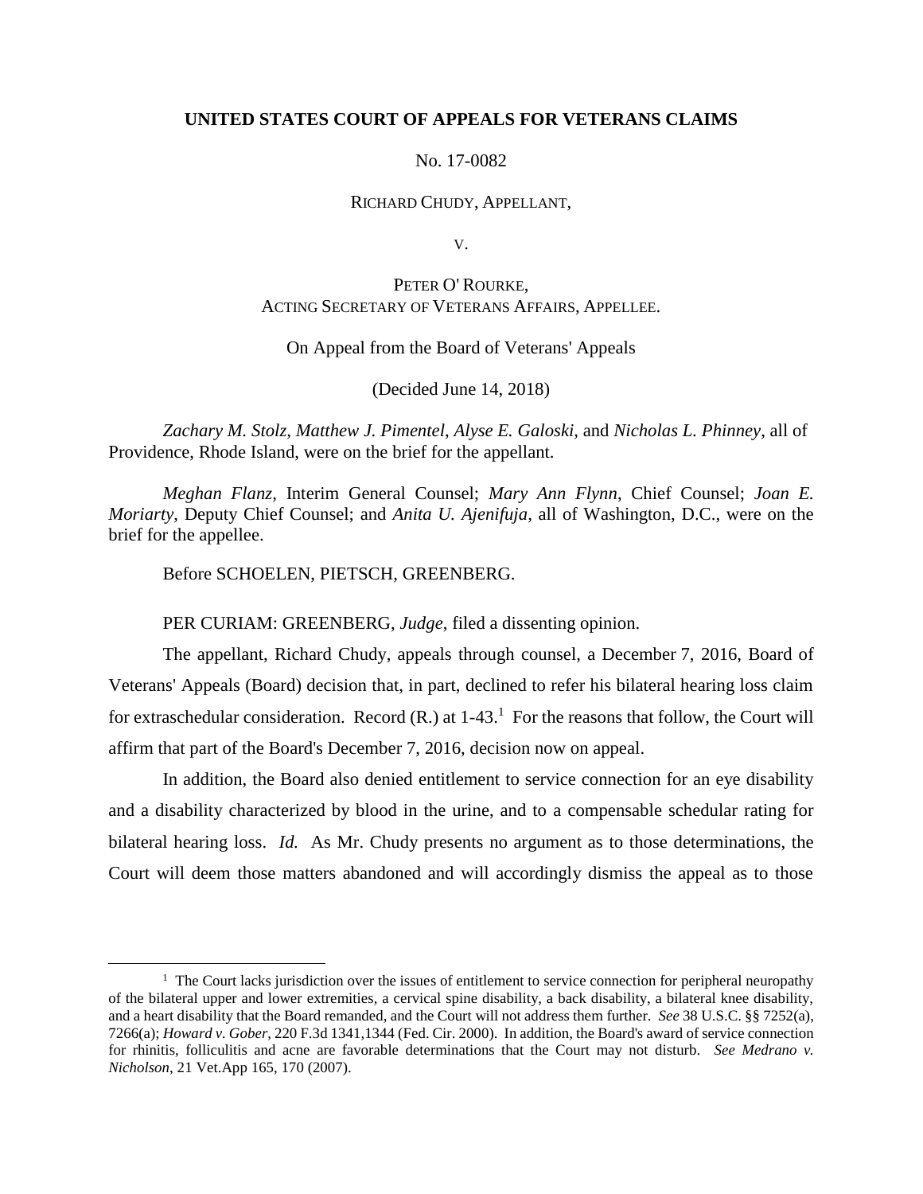**UNITED STATES COURT OF APPEALS FOR VETERANS CLAIMS**

No. 17-0082

RICHARD CHUDY, APPELLANT,

V.

PETER O' ROURKE,
ACTING SECRETARY OF VETERANS AFFAIRS, APPELLEE.

On Appeal from the Board of Veterans' Appeals

(Decided June 14, 2018)

*Zachary M. Stolz, Matthew J. Pimentel*, *Alyse E. Galoski*, and *Nicholas L. Phinney*, all of Providence, Rhode Island, were on the brief for the appellant.

*Meghan Flanz,* Interim General Counsel; *Mary Ann Flynn*, Chief Counsel; *Joan E. Moriarty*, Deputy Chief Counsel; and *Anita U. Ajenifuja*, all of Washington, D.C., were on the brief for the appellee.

Before SCHOELEN, PIETSCH, GREENBERG.

PER CURIAM: GREENBERG, *Judge*, filed a dissenting opinion.

The appellant, Richard Chudy, appeals through counsel, a December 7, 2016, Board of Veterans' Appeals (Board) decision that, in part, declined to refer his bilateral hearing loss claim for extraschedular consideration. Record (R.) at 1-43.[1] For the reasons that follow, the Court will affirm that part of the Board's December 7, 2016, decision now on appeal.

In addition, the Board also denied entitlement to service connection for an eye disability and a disability characterized by blood in the urine, and to a compensable schedular rating for bilateral hearing loss. *Id.* As Mr. Chudy presents no argument as to those determinations, the Court will deem those matters abandoned and will accordingly dismiss the appeal as to those

[1] The Court lacks jurisdiction over the issues of entitlement to service connection for peripheral neuropathy of the bilateral upper and lower extremities, a cervical spine disability, a back disability, a bilateral knee disability, and a heart disability that the Board remanded, and the Court will not address them further. *See* 38 U.S.C. §§ 7252(a), 7266(a); *Howard v. Gober*, 220 F.3d 1341,1344 (Fed. Cir. 2000). In addition, the Board's award of service connection for rhinitis, folliculitis and acne are favorable determinations that the Court may not disturb. *See Medrano v. Nicholson*, 21 Vet.App 165, 170 (2007).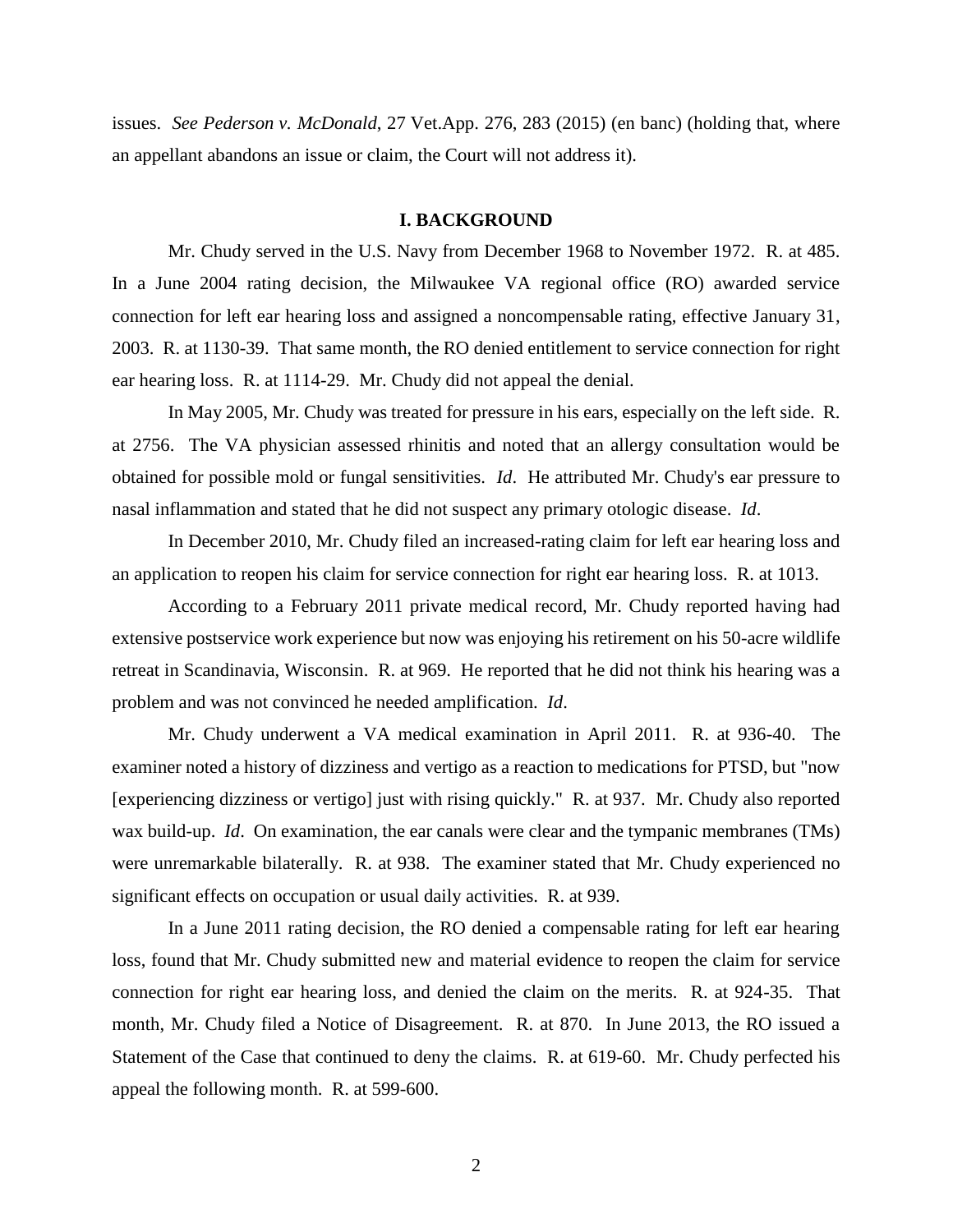issues. *See Pederson v. McDonald*, 27 Vet.App. 276, 283 (2015) (en banc) (holding that, where an appellant abandons an issue or claim, the Court will not address it).

## I. BACKGROUND

Mr. Chudy served in the U.S. Navy from December 1968 to November 1972. R. at 485. In a June 2004 rating decision, the Milwaukee VA regional office (RO) awarded service connection for left ear hearing loss and assigned a noncompensable rating, effective January 31, 2003. R. at 1130-39. That same month, the RO denied entitlement to service connection for right ear hearing loss. R. at 1114-29. Mr. Chudy did not appeal the denial.

In May 2005, Mr. Chudy was treated for pressure in his ears, especially on the left side. R. at 2756. The VA physician assessed rhinitis and noted that an allergy consultation would be obtained for possible mold or fungal sensitivities. *Id*. He attributed Mr. Chudy's ear pressure to nasal inflammation and stated that he did not suspect any primary otologic disease. *Id*.

In December 2010, Mr. Chudy filed an increased-rating claim for left ear hearing loss and an application to reopen his claim for service connection for right ear hearing loss. R. at 1013.

According to a February 2011 private medical record, Mr. Chudy reported having had extensive postservice work experience but now was enjoying his retirement on his 50-acre wildlife retreat in Scandinavia, Wisconsin. R. at 969. He reported that he did not think his hearing was a problem and was not convinced he needed amplification. *Id*.

Mr. Chudy underwent a VA medical examination in April 2011. R. at 936-40. The examiner noted a history of dizziness and vertigo as a reaction to medications for PTSD, but "now [experiencing dizziness or vertigo] just with rising quickly." R. at 937. Mr. Chudy also reported wax build-up. *Id*. On examination, the ear canals were clear and the tympanic membranes (TMs) were unremarkable bilaterally. R. at 938. The examiner stated that Mr. Chudy experienced no significant effects on occupation or usual daily activities. R. at 939.

In a June 2011 rating decision, the RO denied a compensable rating for left ear hearing loss, found that Mr. Chudy submitted new and material evidence to reopen the claim for service connection for right ear hearing loss, and denied the claim on the merits. R. at 924-35. That month, Mr. Chudy filed a Notice of Disagreement. R. at 870. In June 2013, the RO issued a Statement of the Case that continued to deny the claims. R. at 619-60. Mr. Chudy perfected his appeal the following month. R. at 599-600.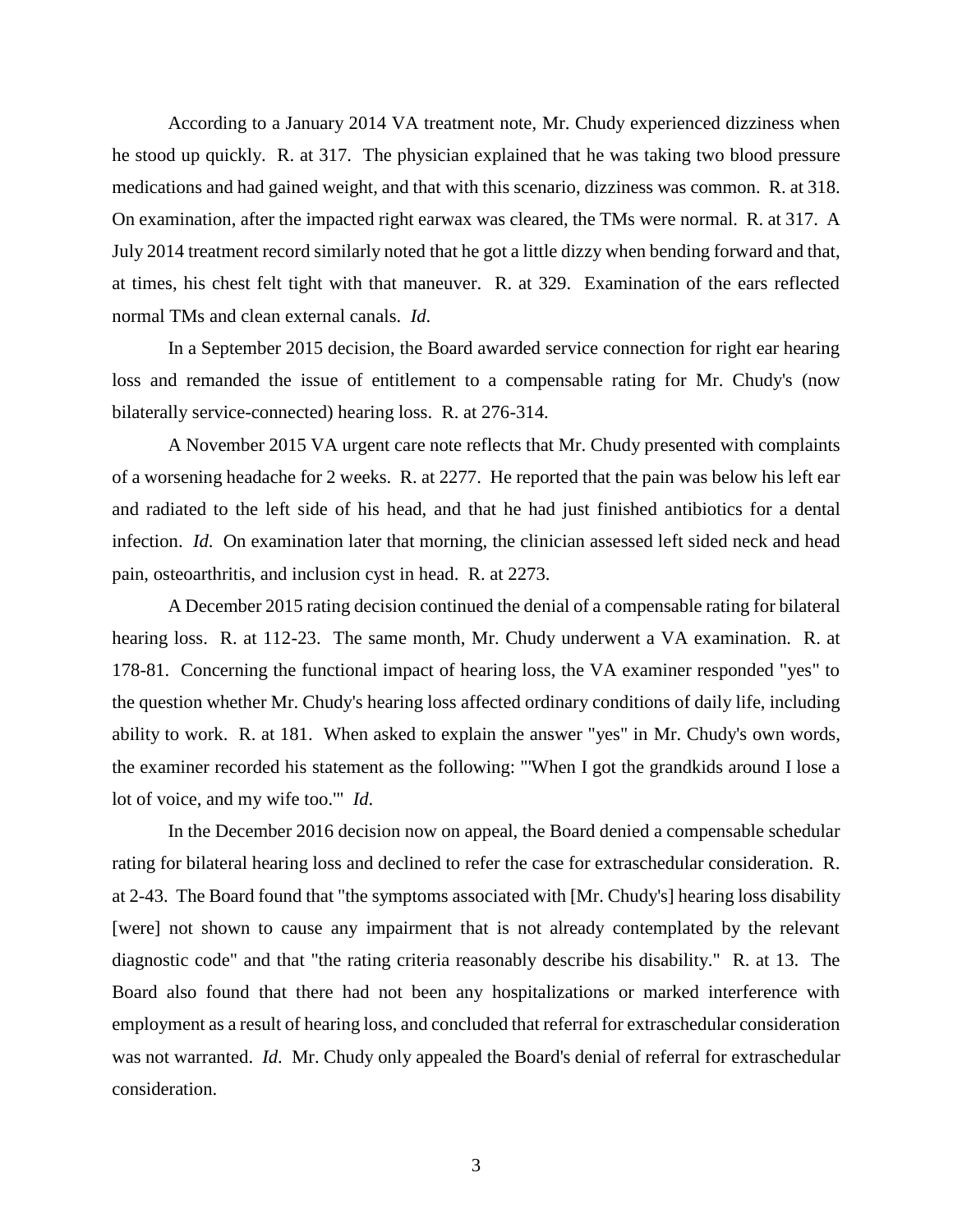According to a January 2014 VA treatment note, Mr. Chudy experienced dizziness when he stood up quickly. R. at 317. The physician explained that he was taking two blood pressure medications and had gained weight, and that with this scenario, dizziness was common. R. at 318. On examination, after the impacted right earwax was cleared, the TMs were normal. R. at 317. A July 2014 treatment record similarly noted that he got a little dizzy when bending forward and that, at times, his chest felt tight with that maneuver. R. at 329. Examination of the ears reflected normal TMs and clean external canals. *Id.*

In a September 2015 decision, the Board awarded service connection for right ear hearing loss and remanded the issue of entitlement to a compensable rating for Mr. Chudy's (now bilaterally service-connected) hearing loss. R. at 276-314.

A November 2015 VA urgent care note reflects that Mr. Chudy presented with complaints of a worsening headache for 2 weeks. R. at 2277. He reported that the pain was below his left ear and radiated to the left side of his head, and that he had just finished antibiotics for a dental infection. *Id.* On examination later that morning, the clinician assessed left sided neck and head pain, osteoarthritis, and inclusion cyst in head. R. at 2273.

A December 2015 rating decision continued the denial of a compensable rating for bilateral hearing loss. R. at 112-23. The same month, Mr. Chudy underwent a VA examination. R. at 178-81. Concerning the functional impact of hearing loss, the VA examiner responded "yes" to the question whether Mr. Chudy's hearing loss affected ordinary conditions of daily life, including ability to work. R. at 181. When asked to explain the answer "yes" in Mr. Chudy's own words, the examiner recorded his statement as the following: "'When I got the grandkids around I lose a lot of voice, and my wife too.'" *Id.*

In the December 2016 decision now on appeal, the Board denied a compensable schedular rating for bilateral hearing loss and declined to refer the case for extraschedular consideration. R. at 2-43. The Board found that "the symptoms associated with [Mr. Chudy's] hearing loss disability [were] not shown to cause any impairment that is not already contemplated by the relevant diagnostic code" and that "the rating criteria reasonably describe his disability." R. at 13. The Board also found that there had not been any hospitalizations or marked interference with employment as a result of hearing loss, and concluded that referral for extraschedular consideration was not warranted. *Id.* Mr. Chudy only appealed the Board's denial of referral for extraschedular consideration.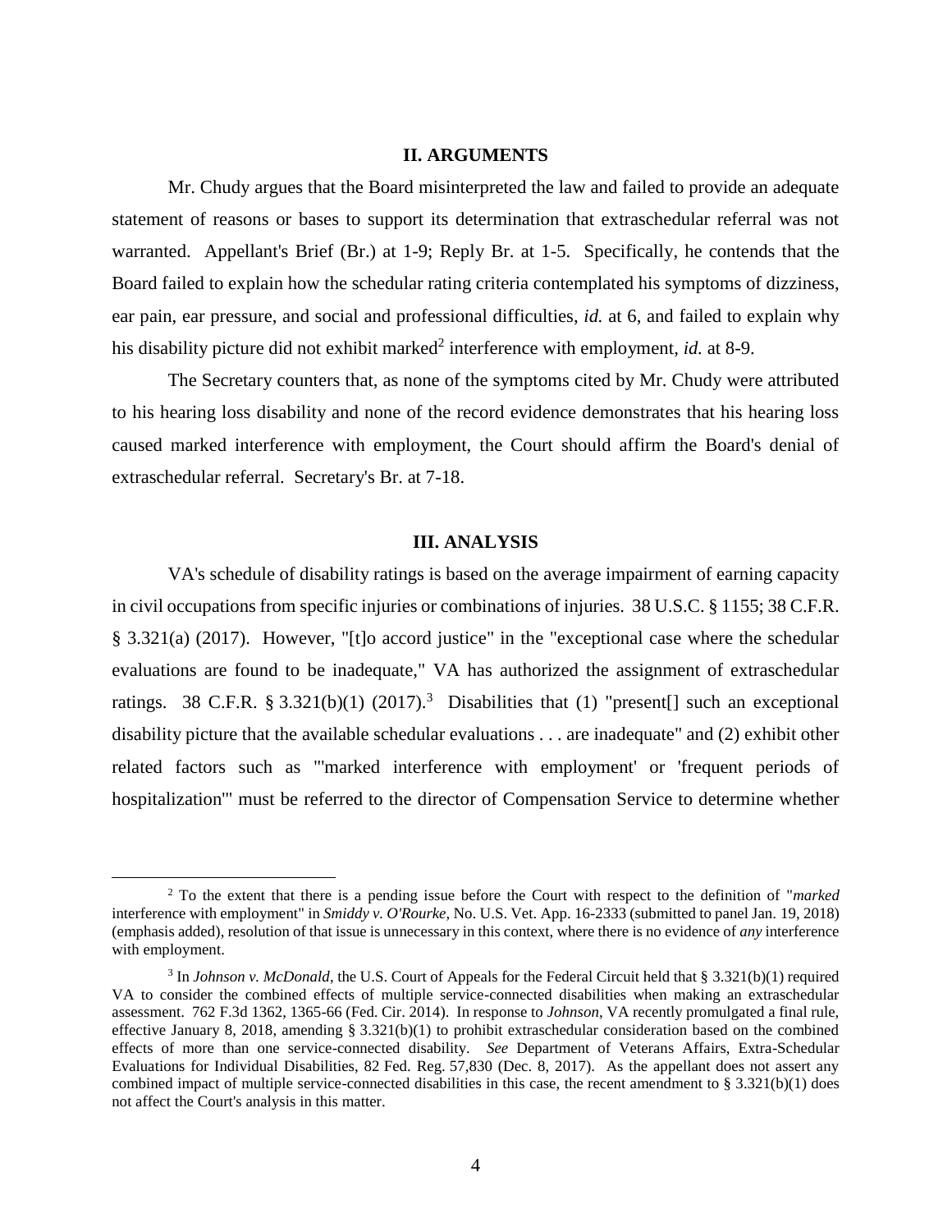## II. ARGUMENTS

Mr. Chudy argues that the Board misinterpreted the law and failed to provide an adequate statement of reasons or bases to support its determination that extraschedular referral was not warranted. Appellant's Brief (Br.) at 1-9; Reply Br. at 1-5. Specifically, he contends that the Board failed to explain how the schedular rating criteria contemplated his symptoms of dizziness, ear pain, ear pressure, and social and professional difficulties, *id.* at 6, and failed to explain why his disability picture did not exhibit marked[2] interference with employment, *id.* at 8-9.

The Secretary counters that, as none of the symptoms cited by Mr. Chudy were attributed to his hearing loss disability and none of the record evidence demonstrates that his hearing loss caused marked interference with employment, the Court should affirm the Board's denial of extraschedular referral. Secretary's Br. at 7-18.

## III. ANALYSIS

VA's schedule of disability ratings is based on the average impairment of earning capacity in civil occupations from specific injuries or combinations of injuries. 38 U.S.C. § 1155; 38 C.F.R. § 3.321(a) (2017). However, "[t]o accord justice" in the "exceptional case where the schedular evaluations are found to be inadequate," VA has authorized the assignment of extraschedular ratings. 38 C.F.R. § 3.321(b)(1) (2017).[3] Disabilities that (1) "present[] such an exceptional disability picture that the available schedular evaluations . . . are inadequate" and (2) exhibit other related factors such as "'marked interference with employment' or 'frequent periods of hospitalization'" must be referred to the director of Compensation Service to determine whether

---

[2] To the extent that there is a pending issue before the Court with respect to the definition of "*marked* interference with employment" in *Smiddy v. O'Rourke*, No. U.S. Vet. App. 16-2333 (submitted to panel Jan. 19, 2018) (emphasis added), resolution of that issue is unnecessary in this context, where there is no evidence of *any* interference with employment.

[3] In *Johnson v. McDonald*, the U.S. Court of Appeals for the Federal Circuit held that § 3.321(b)(1) required VA to consider the combined effects of multiple service-connected disabilities when making an extraschedular assessment. 762 F.3d 1362, 1365-66 (Fed. Cir. 2014). In response to *Johnson*, VA recently promulgated a final rule, effective January 8, 2018, amending § 3.321(b)(1) to prohibit extraschedular consideration based on the combined effects of more than one service-connected disability. *See* Department of Veterans Affairs, Extra-Schedular Evaluations for Individual Disabilities, 82 Fed. Reg. 57,830 (Dec. 8, 2017). As the appellant does not assert any combined impact of multiple service-connected disabilities in this case, the recent amendment to § 3.321(b)(1) does not affect the Court's analysis in this matter.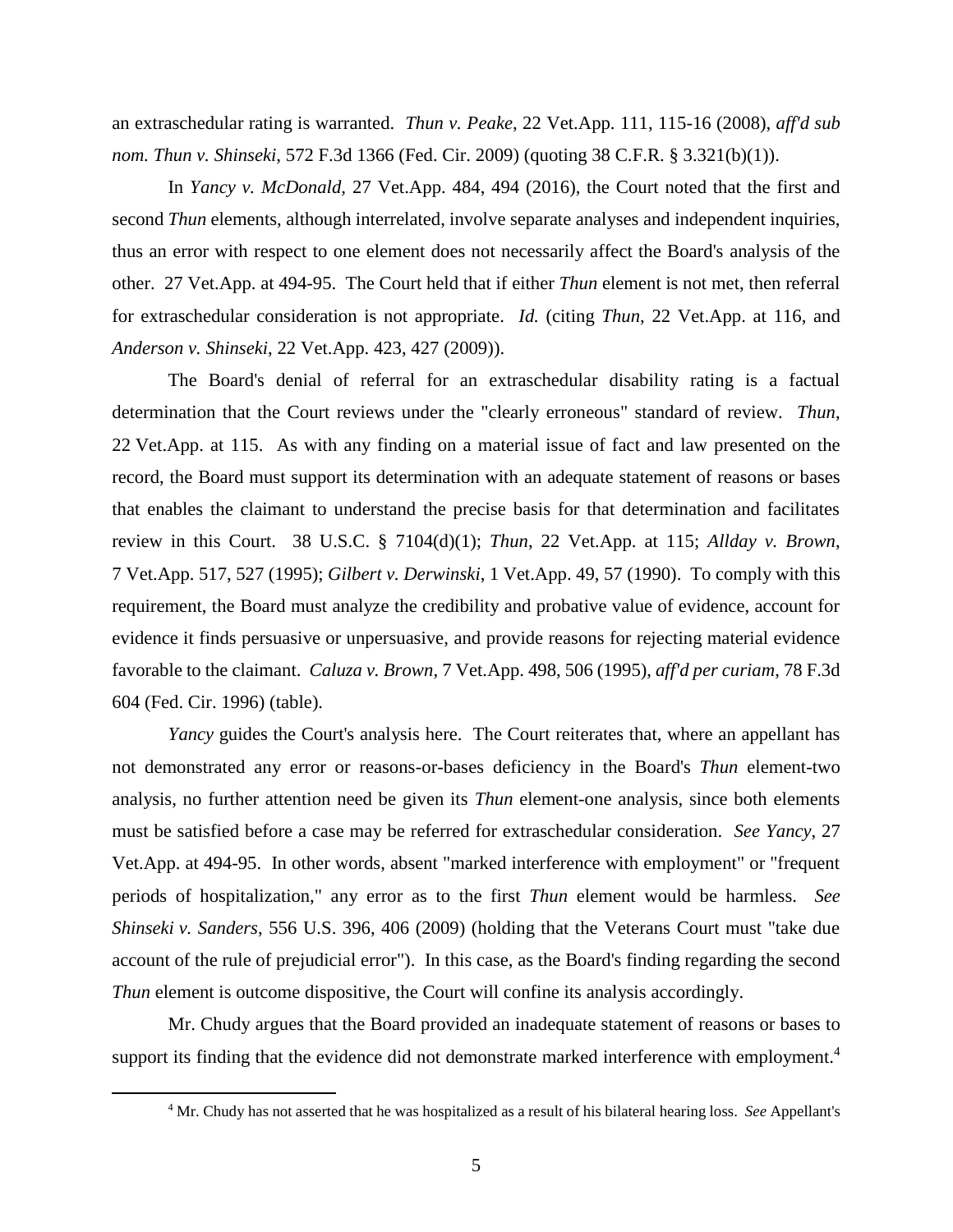an extraschedular rating is warranted. *Thun v. Peake*, 22 Vet.App. 111, 115-16 (2008), *aff'd sub nom. Thun v. Shinseki*, 572 F.3d 1366 (Fed. Cir. 2009) (quoting 38 C.F.R. § 3.321(b)(1)).

In *Yancy v. McDonald*, 27 Vet.App. 484, 494 (2016), the Court noted that the first and second *Thun* elements, although interrelated, involve separate analyses and independent inquiries, thus an error with respect to one element does not necessarily affect the Board's analysis of the other. 27 Vet.App. at 494-95. The Court held that if either *Thun* element is not met, then referral for extraschedular consideration is not appropriate. *Id.* (citing *Thun*, 22 Vet.App. at 116, and *Anderson v. Shinseki*, 22 Vet.App. 423, 427 (2009)).

The Board's denial of referral for an extraschedular disability rating is a factual determination that the Court reviews under the "clearly erroneous" standard of review. *Thun*, 22 Vet.App. at 115. As with any finding on a material issue of fact and law presented on the record, the Board must support its determination with an adequate statement of reasons or bases that enables the claimant to understand the precise basis for that determination and facilitates review in this Court. 38 U.S.C. § 7104(d)(1); *Thun*, 22 Vet.App. at 115; *Allday v. Brown*, 7 Vet.App. 517, 527 (1995); *Gilbert v. Derwinski*, 1 Vet.App. 49, 57 (1990). To comply with this requirement, the Board must analyze the credibility and probative value of evidence, account for evidence it finds persuasive or unpersuasive, and provide reasons for rejecting material evidence favorable to the claimant. *Caluza v. Brown*, 7 Vet.App. 498, 506 (1995), *aff'd per curiam*, 78 F.3d 604 (Fed. Cir. 1996) (table).

*Yancy* guides the Court's analysis here. The Court reiterates that, where an appellant has not demonstrated any error or reasons-or-bases deficiency in the Board's *Thun* element-two analysis, no further attention need be given its *Thun* element-one analysis, since both elements must be satisfied before a case may be referred for extraschedular consideration. *See Yancy*, 27 Vet.App. at 494-95. In other words, absent "marked interference with employment" or "frequent periods of hospitalization," any error as to the first *Thun* element would be harmless. *See Shinseki v. Sanders*, 556 U.S. 396, 406 (2009) (holding that the Veterans Court must "take due account of the rule of prejudicial error"). In this case, as the Board's finding regarding the second *Thun* element is outcome dispositive, the Court will confine its analysis accordingly.

Mr. Chudy argues that the Board provided an inadequate statement of reasons or bases to support its finding that the evidence did not demonstrate marked interference with employment.[4]

[4] Mr. Chudy has not asserted that he was hospitalized as a result of his bilateral hearing loss. *See* Appellant's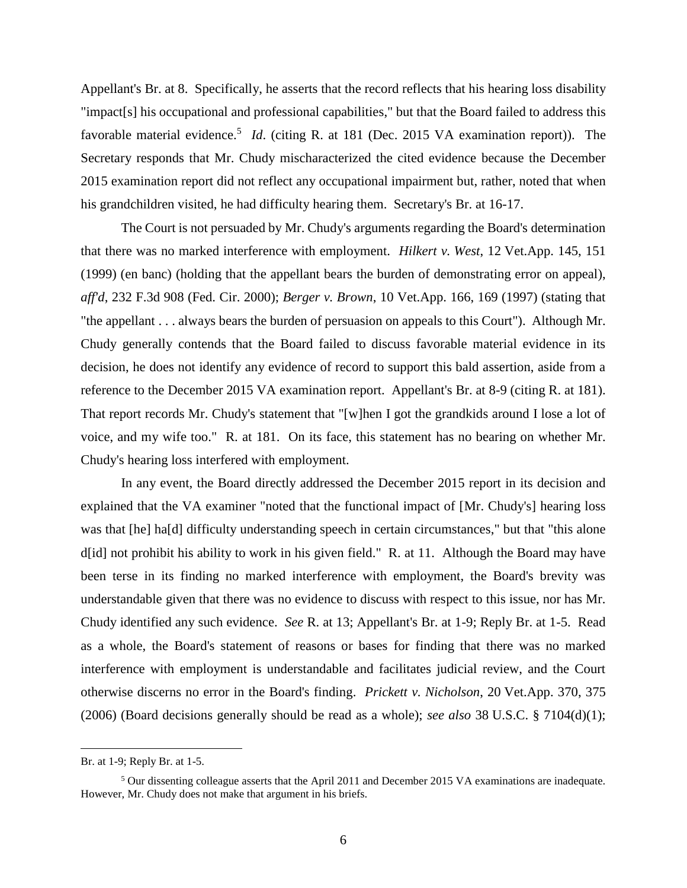Appellant's Br. at 8. Specifically, he asserts that the record reflects that his hearing loss disability "impact[s] his occupational and professional capabilities," but that the Board failed to address this favorable material evidence.[5] *Id*. (citing R. at 181 (Dec. 2015 VA examination report)). The Secretary responds that Mr. Chudy mischaracterized the cited evidence because the December 2015 examination report did not reflect any occupational impairment but, rather, noted that when his grandchildren visited, he had difficulty hearing them. Secretary's Br. at 16-17.

The Court is not persuaded by Mr. Chudy's arguments regarding the Board's determination that there was no marked interference with employment. *Hilkert v. West*, 12 Vet.App. 145, 151 (1999) (en banc) (holding that the appellant bears the burden of demonstrating error on appeal), *aff'd*, 232 F.3d 908 (Fed. Cir. 2000); *Berger v. Brown*, 10 Vet.App. 166, 169 (1997) (stating that "the appellant . . . always bears the burden of persuasion on appeals to this Court"). Although Mr. Chudy generally contends that the Board failed to discuss favorable material evidence in its decision, he does not identify any evidence of record to support this bald assertion, aside from a reference to the December 2015 VA examination report. Appellant's Br. at 8-9 (citing R. at 181). That report records Mr. Chudy's statement that "[w]hen I got the grandkids around I lose a lot of voice, and my wife too." R. at 181. On its face, this statement has no bearing on whether Mr. Chudy's hearing loss interfered with employment.

In any event, the Board directly addressed the December 2015 report in its decision and explained that the VA examiner "noted that the functional impact of [Mr. Chudy's] hearing loss was that [he] ha[d] difficulty understanding speech in certain circumstances," but that "this alone d[id] not prohibit his ability to work in his given field." R. at 11. Although the Board may have been terse in its finding no marked interference with employment, the Board's brevity was understandable given that there was no evidence to discuss with respect to this issue, nor has Mr. Chudy identified any such evidence. *See* R. at 13; Appellant's Br. at 1-9; Reply Br. at 1-5. Read as a whole, the Board's statement of reasons or bases for finding that there was no marked interference with employment is understandable and facilitates judicial review, and the Court otherwise discerns no error in the Board's finding. *Prickett v. Nicholson*, 20 Vet.App. 370, 375 (2006) (Board decisions generally should be read as a whole); *see also* 38 U.S.C. § 7104(d)(1);

---

Br. at 1-9; Reply Br. at 1-5.

[5] Our dissenting colleague asserts that the April 2011 and December 2015 VA examinations are inadequate. However, Mr. Chudy does not make that argument in his briefs.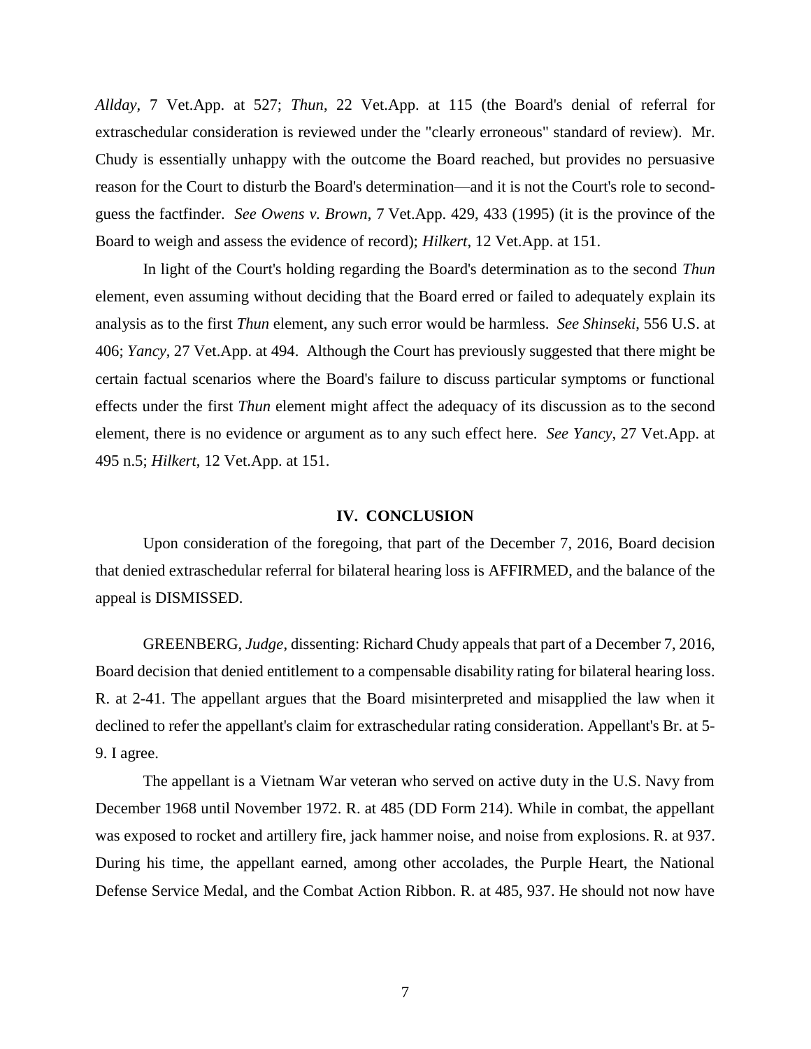*Allday*, 7 Vet.App. at 527; *Thun*, 22 Vet.App. at 115 (the Board's denial of referral for extraschedular consideration is reviewed under the "clearly erroneous" standard of review). Mr. Chudy is essentially unhappy with the outcome the Board reached, but provides no persuasive reason for the Court to disturb the Board's determination—and it is not the Court's role to second-guess the factfinder. *See Owens v. Brown*, 7 Vet.App. 429, 433 (1995) (it is the province of the Board to weigh and assess the evidence of record); *Hilkert*, 12 Vet.App. at 151.

In light of the Court's holding regarding the Board's determination as to the second *Thun* element, even assuming without deciding that the Board erred or failed to adequately explain its analysis as to the first *Thun* element, any such error would be harmless. *See Shinseki*, 556 U.S. at 406; *Yancy*, 27 Vet.App. at 494. Although the Court has previously suggested that there might be certain factual scenarios where the Board's failure to discuss particular symptoms or functional effects under the first *Thun* element might affect the adequacy of its discussion as to the second element, there is no evidence or argument as to any such effect here. *See Yancy*, 27 Vet.App. at 495 n.5; *Hilkert*, 12 Vet.App. at 151.

## IV. CONCLUSION

Upon consideration of the foregoing, that part of the December 7, 2016, Board decision that denied extraschedular referral for bilateral hearing loss is AFFIRMED, and the balance of the appeal is DISMISSED.

GREENBERG, *Judge*, dissenting: Richard Chudy appeals that part of a December 7, 2016, Board decision that denied entitlement to a compensable disability rating for bilateral hearing loss. R. at 2-41. The appellant argues that the Board misinterpreted and misapplied the law when it declined to refer the appellant's claim for extraschedular rating consideration. Appellant's Br. at 5-9. I agree.

The appellant is a Vietnam War veteran who served on active duty in the U.S. Navy from December 1968 until November 1972. R. at 485 (DD Form 214). While in combat, the appellant was exposed to rocket and artillery fire, jack hammer noise, and noise from explosions. R. at 937. During his time, the appellant earned, among other accolades, the Purple Heart, the National Defense Service Medal, and the Combat Action Ribbon. R. at 485, 937. He should not now have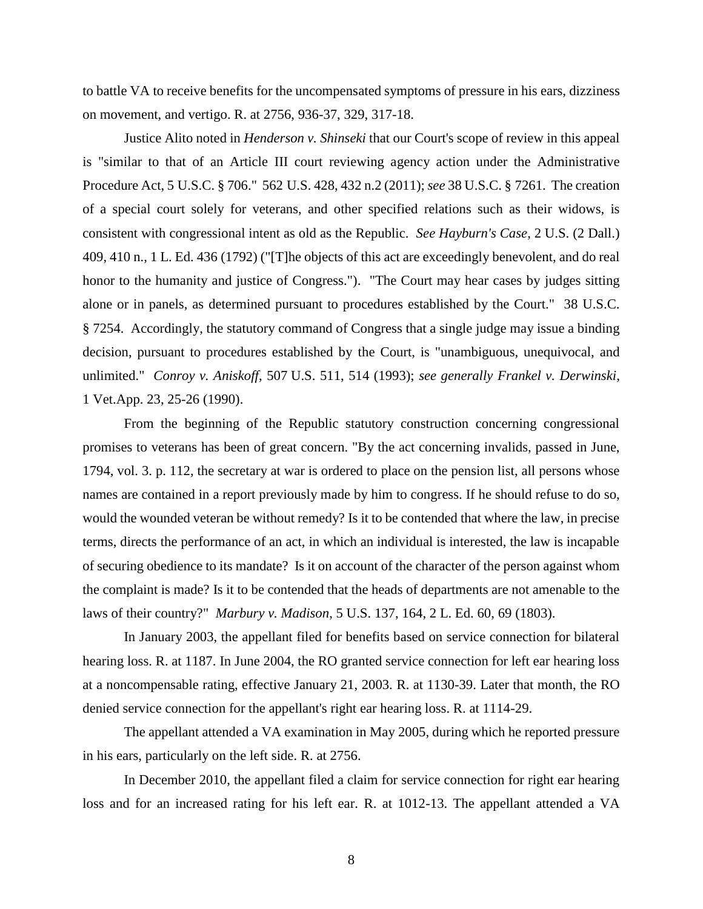to battle VA to receive benefits for the uncompensated symptoms of pressure in his ears, dizziness on movement, and vertigo. R. at 2756, 936-37, 329, 317-18.

Justice Alito noted in *Henderson v. Shinseki* that our Court's scope of review in this appeal is "similar to that of an Article III court reviewing agency action under the Administrative Procedure Act, 5 U.S.C. § 706." 562 U.S. 428, 432 n.2 (2011); *see* 38 U.S.C. § 7261. The creation of a special court solely for veterans, and other specified relations such as their widows, is consistent with congressional intent as old as the Republic. *See Hayburn's Case*, 2 U.S. (2 Dall.) 409, 410 n., 1 L. Ed. 436 (1792) ("[T]he objects of this act are exceedingly benevolent, and do real honor to the humanity and justice of Congress."). "The Court may hear cases by judges sitting alone or in panels, as determined pursuant to procedures established by the Court." 38 U.S.C. § 7254. Accordingly, the statutory command of Congress that a single judge may issue a binding decision, pursuant to procedures established by the Court, is "unambiguous, unequivocal, and unlimited." *Conroy v. Aniskoff*, 507 U.S. 511, 514 (1993); *see generally Frankel v. Derwinski*, 1 Vet.App. 23, 25-26 (1990).

From the beginning of the Republic statutory construction concerning congressional promises to veterans has been of great concern. "By the act concerning invalids, passed in June, 1794, vol. 3. p. 112, the secretary at war is ordered to place on the pension list, all persons whose names are contained in a report previously made by him to congress. If he should refuse to do so, would the wounded veteran be without remedy? Is it to be contended that where the law, in precise terms, directs the performance of an act, in which an individual is interested, the law is incapable of securing obedience to its mandate? Is it on account of the character of the person against whom the complaint is made? Is it to be contended that the heads of departments are not amenable to the laws of their country?" *Marbury v. Madison*, 5 U.S. 137, 164, 2 L. Ed. 60, 69 (1803).

In January 2003, the appellant filed for benefits based on service connection for bilateral hearing loss. R. at 1187. In June 2004, the RO granted service connection for left ear hearing loss at a noncompensable rating, effective January 21, 2003. R. at 1130-39. Later that month, the RO denied service connection for the appellant's right ear hearing loss. R. at 1114-29.

The appellant attended a VA examination in May 2005, during which he reported pressure in his ears, particularly on the left side. R. at 2756.

In December 2010, the appellant filed a claim for service connection for right ear hearing loss and for an increased rating for his left ear. R. at 1012-13. The appellant attended a VA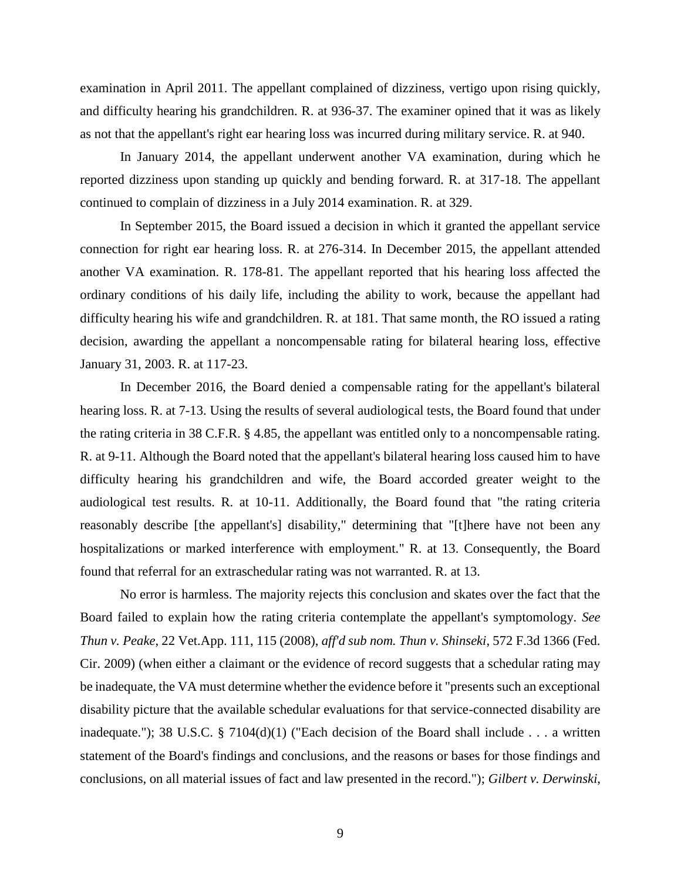examination in April 2011. The appellant complained of dizziness, vertigo upon rising quickly, and difficulty hearing his grandchildren. R. at 936-37. The examiner opined that it was as likely as not that the appellant's right ear hearing loss was incurred during military service. R. at 940.

In January 2014, the appellant underwent another VA examination, during which he reported dizziness upon standing up quickly and bending forward. R. at 317-18. The appellant continued to complain of dizziness in a July 2014 examination. R. at 329.

In September 2015, the Board issued a decision in which it granted the appellant service connection for right ear hearing loss. R. at 276-314. In December 2015, the appellant attended another VA examination. R. 178-81. The appellant reported that his hearing loss affected the ordinary conditions of his daily life, including the ability to work, because the appellant had difficulty hearing his wife and grandchildren. R. at 181. That same month, the RO issued a rating decision, awarding the appellant a noncompensable rating for bilateral hearing loss, effective January 31, 2003. R. at 117-23.

In December 2016, the Board denied a compensable rating for the appellant's bilateral hearing loss. R. at 7-13. Using the results of several audiological tests, the Board found that under the rating criteria in 38 C.F.R. § 4.85, the appellant was entitled only to a noncompensable rating. R. at 9-11. Although the Board noted that the appellant's bilateral hearing loss caused him to have difficulty hearing his grandchildren and wife, the Board accorded greater weight to the audiological test results. R. at 10-11. Additionally, the Board found that "the rating criteria reasonably describe [the appellant's] disability," determining that "[t]here have not been any hospitalizations or marked interference with employment." R. at 13. Consequently, the Board found that referral for an extraschedular rating was not warranted. R. at 13.

No error is harmless. The majority rejects this conclusion and skates over the fact that the Board failed to explain how the rating criteria contemplate the appellant's symptomology. *See Thun v. Peake*, 22 Vet.App. 111, 115 (2008), *aff'd sub nom. Thun v. Shinseki*, 572 F.3d 1366 (Fed. Cir. 2009) (when either a claimant or the evidence of record suggests that a schedular rating may be inadequate, the VA must determine whether the evidence before it "presents such an exceptional disability picture that the available schedular evaluations for that service-connected disability are inadequate."); 38 U.S.C. § 7104(d)(1) ("Each decision of the Board shall include . . . a written statement of the Board's findings and conclusions, and the reasons or bases for those findings and conclusions, on all material issues of fact and law presented in the record."); *Gilbert v. Derwinski*,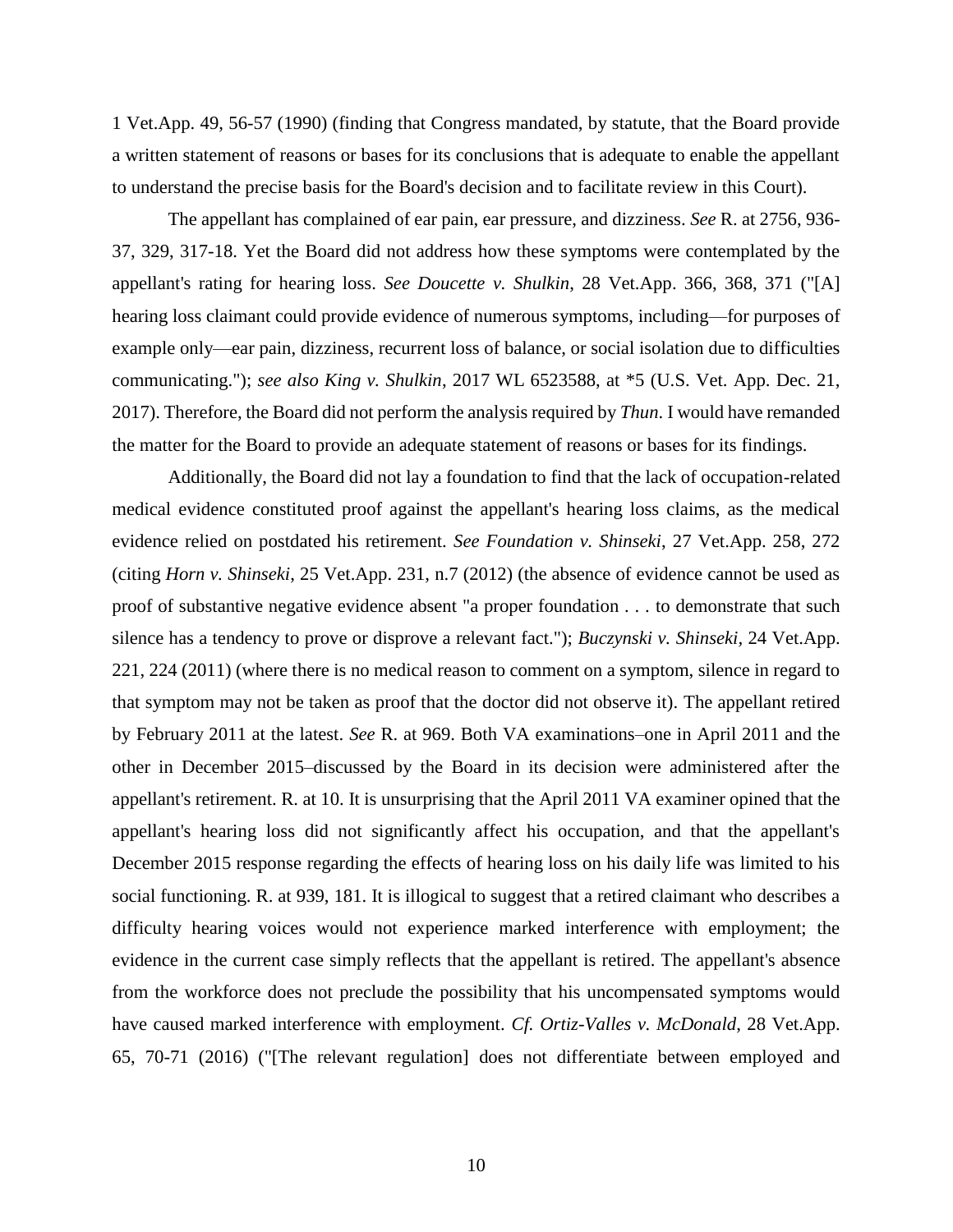1 Vet.App. 49, 56-57 (1990) (finding that Congress mandated, by statute, that the Board provide a written statement of reasons or bases for its conclusions that is adequate to enable the appellant to understand the precise basis for the Board's decision and to facilitate review in this Court).

The appellant has complained of ear pain, ear pressure, and dizziness. *See* R. at 2756, 936-37, 329, 317-18. Yet the Board did not address how these symptoms were contemplated by the appellant's rating for hearing loss. *See Doucette v. Shulkin*, 28 Vet.App. 366, 368, 371 ("[A] hearing loss claimant could provide evidence of numerous symptoms, including—for purposes of example only—ear pain, dizziness, recurrent loss of balance, or social isolation due to difficulties communicating."); *see also King v. Shulkin*, 2017 WL 6523588, at *5 (U.S. Vet. App. Dec. 21, 2017). Therefore, the Board did not perform the analysis required by *Thun*. I would have remanded the matter for the Board to provide an adequate statement of reasons or bases for its findings.

Additionally, the Board did not lay a foundation to find that the lack of occupation-related medical evidence constituted proof against the appellant's hearing loss claims, as the medical evidence relied on postdated his retirement. *See Foundation v. Shinseki*, 27 Vet.App. 258, 272 (citing *Horn v. Shinseki*, 25 Vet.App. 231, n.7 (2012) (the absence of evidence cannot be used as proof of substantive negative evidence absent "a proper foundation . . . to demonstrate that such silence has a tendency to prove or disprove a relevant fact."); *Buczynski v. Shinseki*, 24 Vet.App. 221, 224 (2011) (where there is no medical reason to comment on a symptom, silence in regard to that symptom may not be taken as proof that the doctor did not observe it). The appellant retired by February 2011 at the latest. *See* R. at 969. Both VA examinations–one in April 2011 and the other in December 2015–discussed by the Board in its decision were administered after the appellant's retirement. R. at 10. It is unsurprising that the April 2011 VA examiner opined that the appellant's hearing loss did not significantly affect his occupation, and that the appellant's December 2015 response regarding the effects of hearing loss on his daily life was limited to his social functioning. R. at 939, 181. It is illogical to suggest that a retired claimant who describes a difficulty hearing voices would not experience marked interference with employment; the evidence in the current case simply reflects that the appellant is retired. The appellant's absence from the workforce does not preclude the possibility that his uncompensated symptoms would have caused marked interference with employment. *Cf. Ortiz-Valles v. McDonald*, 28 Vet.App. 65, 70-71 (2016) ("[The relevant regulation] does not differentiate between employed and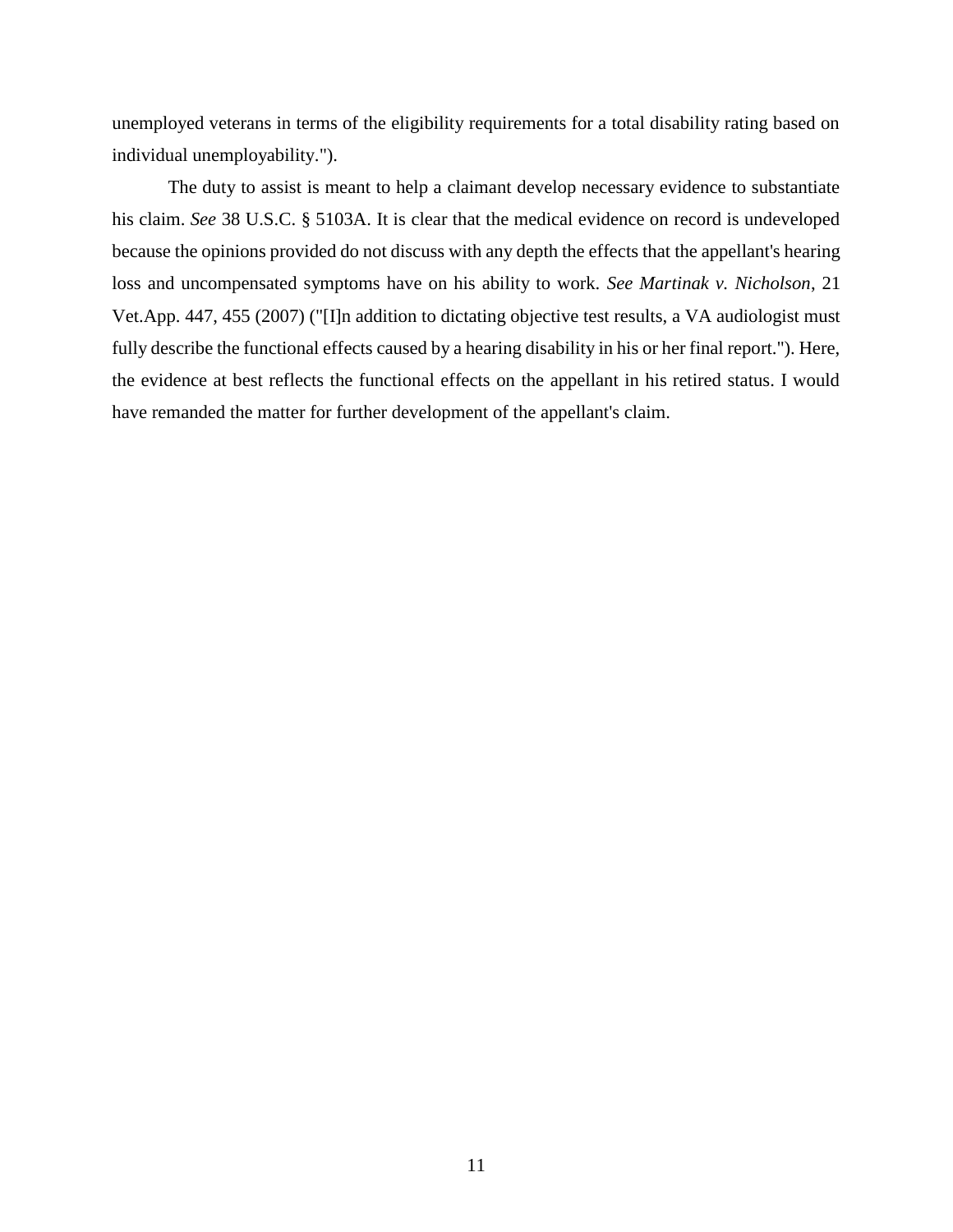unemployed veterans in terms of the eligibility requirements for a total disability rating based on individual unemployability.").

The duty to assist is meant to help a claimant develop necessary evidence to substantiate his claim. *See* 38 U.S.C. § 5103A. It is clear that the medical evidence on record is undeveloped because the opinions provided do not discuss with any depth the effects that the appellant's hearing loss and uncompensated symptoms have on his ability to work. *See Martinak v. Nicholson*, 21 Vet.App. 447, 455 (2007) ("[I]n addition to dictating objective test results, a VA audiologist must fully describe the functional effects caused by a hearing disability in his or her final report."). Here, the evidence at best reflects the functional effects on the appellant in his retired status. I would have remanded the matter for further development of the appellant's claim.